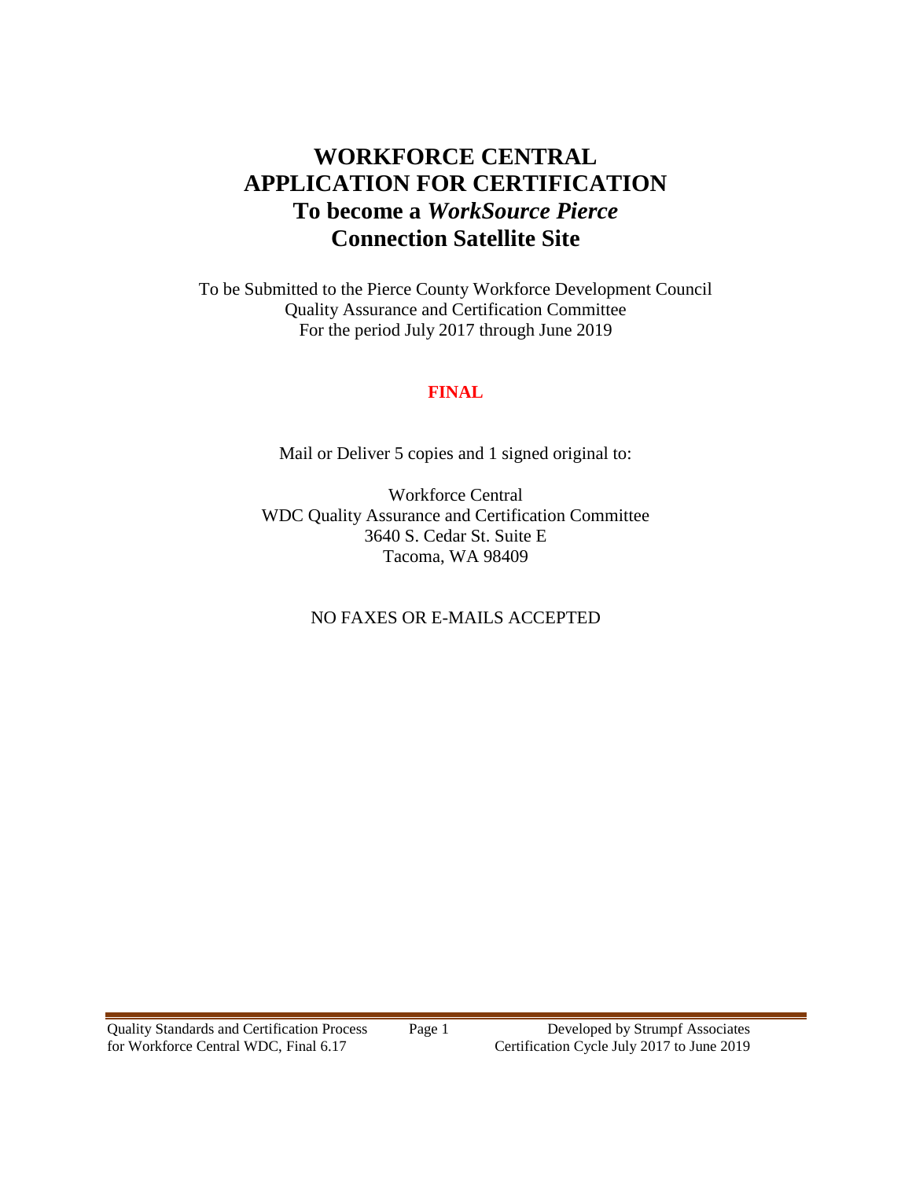# WORKFORCE CENTRAL APPLICATION FOR CERTIFICATION To become a *WorkSource Pierce* Connection Satellite Site

To be Submitted to the Pierce County Workforce Development Council
Quality Assurance and Certification Committee
For the period July 2017 through June 2019

**FINAL**

Mail or Deliver 5 copies and 1 signed original to:

Workforce Central
WDC Quality Assurance and Certification Committee
3640 S. Cedar St. Suite E
Tacoma, WA 98409

NO FAXES OR E-MAILS ACCEPTED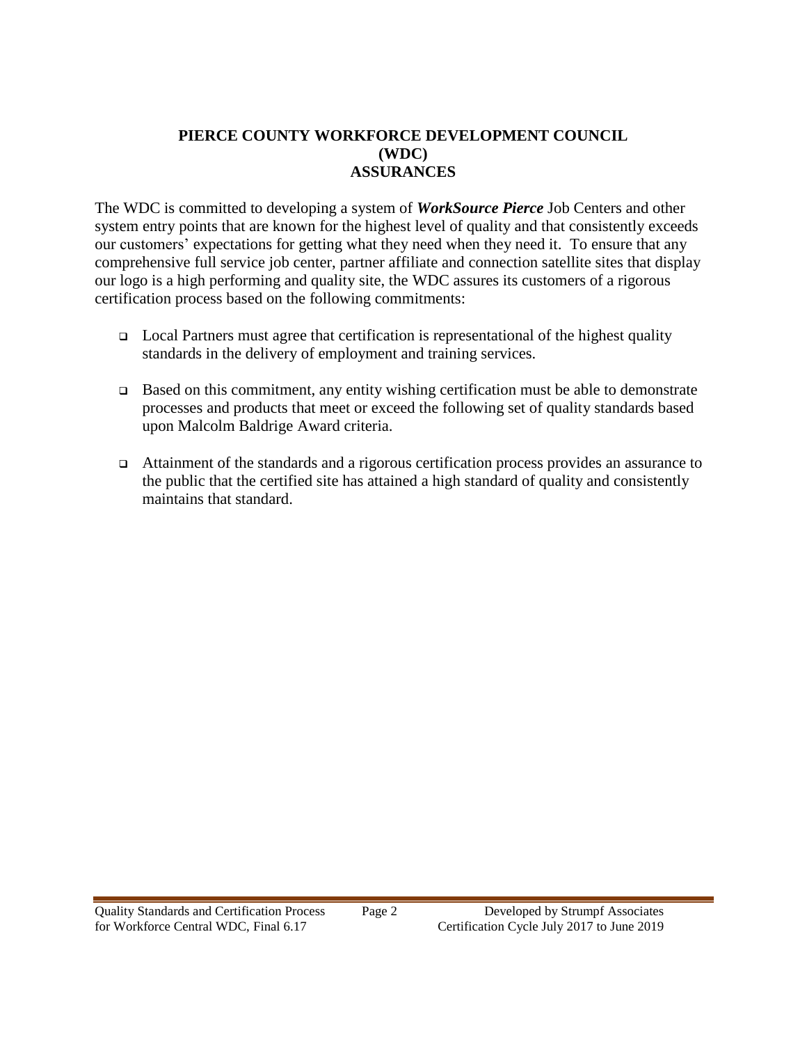# PIERCE COUNTY WORKFORCE DEVELOPMENT COUNCIL (WDC) ASSURANCES

The WDC is committed to developing a system of ***WorkSource Pierce*** Job Centers and other system entry points that are known for the highest level of quality and that consistently exceeds our customers' expectations for getting what they need when they need it. To ensure that any comprehensive full service job center, partner affiliate and connection satellite sites that display our logo is a high performing and quality site, the WDC assures its customers of a rigorous certification process based on the following commitments:

- Local Partners must agree that certification is representational of the highest quality standards in the delivery of employment and training services.
- Based on this commitment, any entity wishing certification must be able to demonstrate processes and products that meet or exceed the following set of quality standards based upon Malcolm Baldrige Award criteria.
- Attainment of the standards and a rigorous certification process provides an assurance to the public that the certified site has attained a high standard of quality and consistently maintains that standard.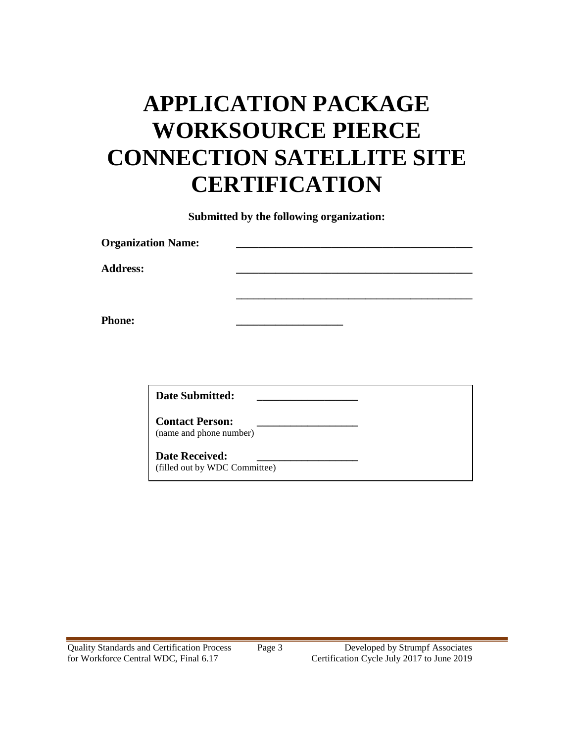# APPLICATION PACKAGE WORKSOURCE PIERCE CONNECTION SATELLITE SITE CERTIFICATION

**Submitted by the following organization:**

**Organization Name:** ________________________________________

**Address:** ________________________________________

________________________________________

**Phone:** __________________

**Date Submitted:** _________________

**Contact Person:** _________________
(name and phone number)

**Date Received:** _________________
(filled out by WDC Committee)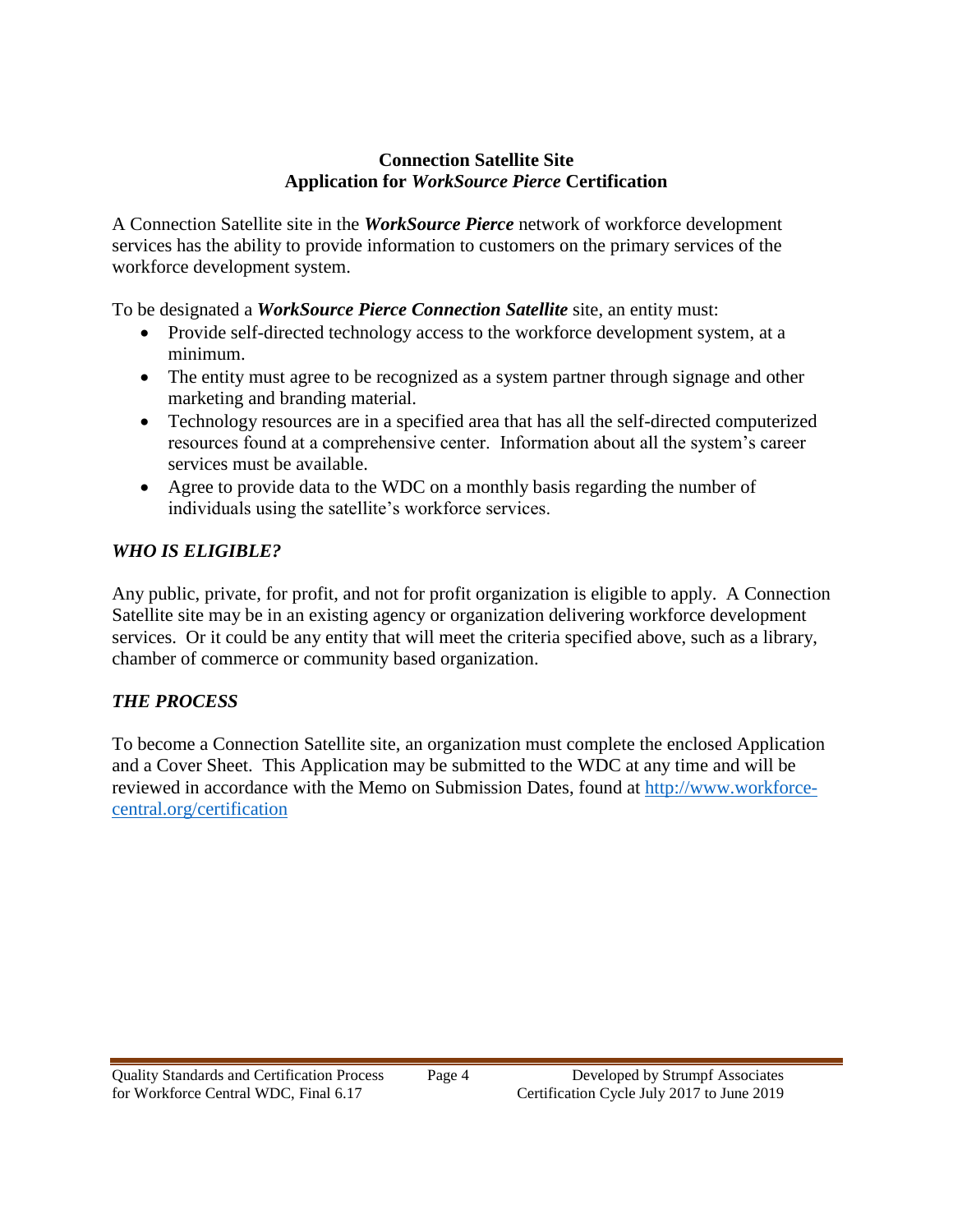# Connection Satellite Site
# Application for *WorkSource Pierce* Certification

A Connection Satellite site in the ***WorkSource Pierce*** network of workforce development services has the ability to provide information to customers on the primary services of the workforce development system.

To be designated a ***WorkSource Pierce Connection Satellite*** site, an entity must:

- Provide self-directed technology access to the workforce development system, at a minimum.
- The entity must agree to be recognized as a system partner through signage and other marketing and branding material.
- Technology resources are in a specified area that has all the self-directed computerized resources found at a comprehensive center. Information about all the system's career services must be available.
- Agree to provide data to the WDC on a monthly basis regarding the number of individuals using the satellite's workforce services.

## *WHO IS ELIGIBLE?*

Any public, private, for profit, and not for profit organization is eligible to apply. A Connection Satellite site may be in an existing agency or organization delivering workforce development services. Or it could be any entity that will meet the criteria specified above, such as a library, chamber of commerce or community based organization.

## *THE PROCESS*

To become a Connection Satellite site, an organization must complete the enclosed Application and a Cover Sheet. This Application may be submitted to the WDC at any time and will be reviewed in accordance with the Memo on Submission Dates, found at [http://www.workforce-central.org/certification](http://www.workforce-central.org/certification)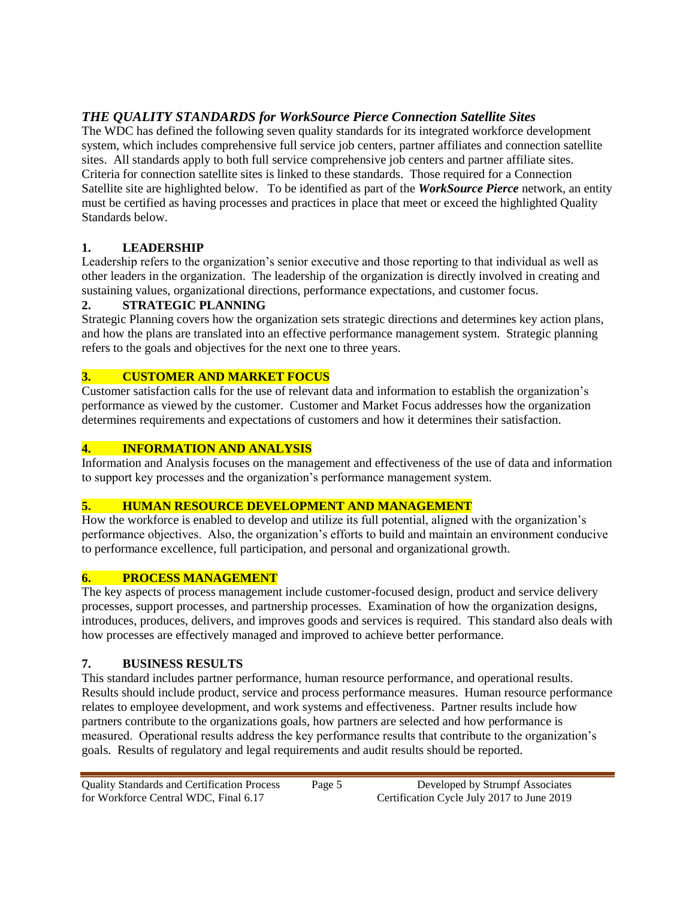## *THE QUALITY STANDARDS for WorkSource Pierce Connection Satellite Sites*

The WDC has defined the following seven quality standards for its integrated workforce development system, which includes comprehensive full service job centers, partner affiliates and connection satellite sites. All standards apply to both full service comprehensive job centers and partner affiliate sites. Criteria for connection satellite sites is linked to these standards. Those required for a Connection Satellite site are highlighted below. To be identified as part of the ***WorkSource Pierce*** network, an entity must be certified as having processes and practices in place that meet or exceed the highlighted Quality Standards below.

### 1. LEADERSHIP

Leadership refers to the organization's senior executive and those reporting to that individual as well as other leaders in the organization. The leadership of the organization is directly involved in creating and sustaining values, organizational directions, performance expectations, and customer focus.

### 2. STRATEGIC PLANNING

Strategic Planning covers how the organization sets strategic directions and determines key action plans, and how the plans are translated into an effective performance management system. Strategic planning refers to the goals and objectives for the next one to three years.

### 3. CUSTOMER AND MARKET FOCUS

Customer satisfaction calls for the use of relevant data and information to establish the organization's performance as viewed by the customer. Customer and Market Focus addresses how the organization determines requirements and expectations of customers and how it determines their satisfaction.

### 4. INFORMATION AND ANALYSIS

Information and Analysis focuses on the management and effectiveness of the use of data and information to support key processes and the organization's performance management system.

### 5. HUMAN RESOURCE DEVELOPMENT AND MANAGEMENT

How the workforce is enabled to develop and utilize its full potential, aligned with the organization's performance objectives. Also, the organization's efforts to build and maintain an environment conducive to performance excellence, full participation, and personal and organizational growth.

### 6. PROCESS MANAGEMENT

The key aspects of process management include customer-focused design, product and service delivery processes, support processes, and partnership processes. Examination of how the organization designs, introduces, produces, delivers, and improves goods and services is required. This standard also deals with how processes are effectively managed and improved to achieve better performance.

### 7. BUSINESS RESULTS

This standard includes partner performance, human resource performance, and operational results. Results should include product, service and process performance measures. Human resource performance relates to employee development, and work systems and effectiveness. Partner results include how partners contribute to the organizations goals, how partners are selected and how performance is measured. Operational results address the key performance results that contribute to the organization's goals. Results of regulatory and legal requirements and audit results should be reported.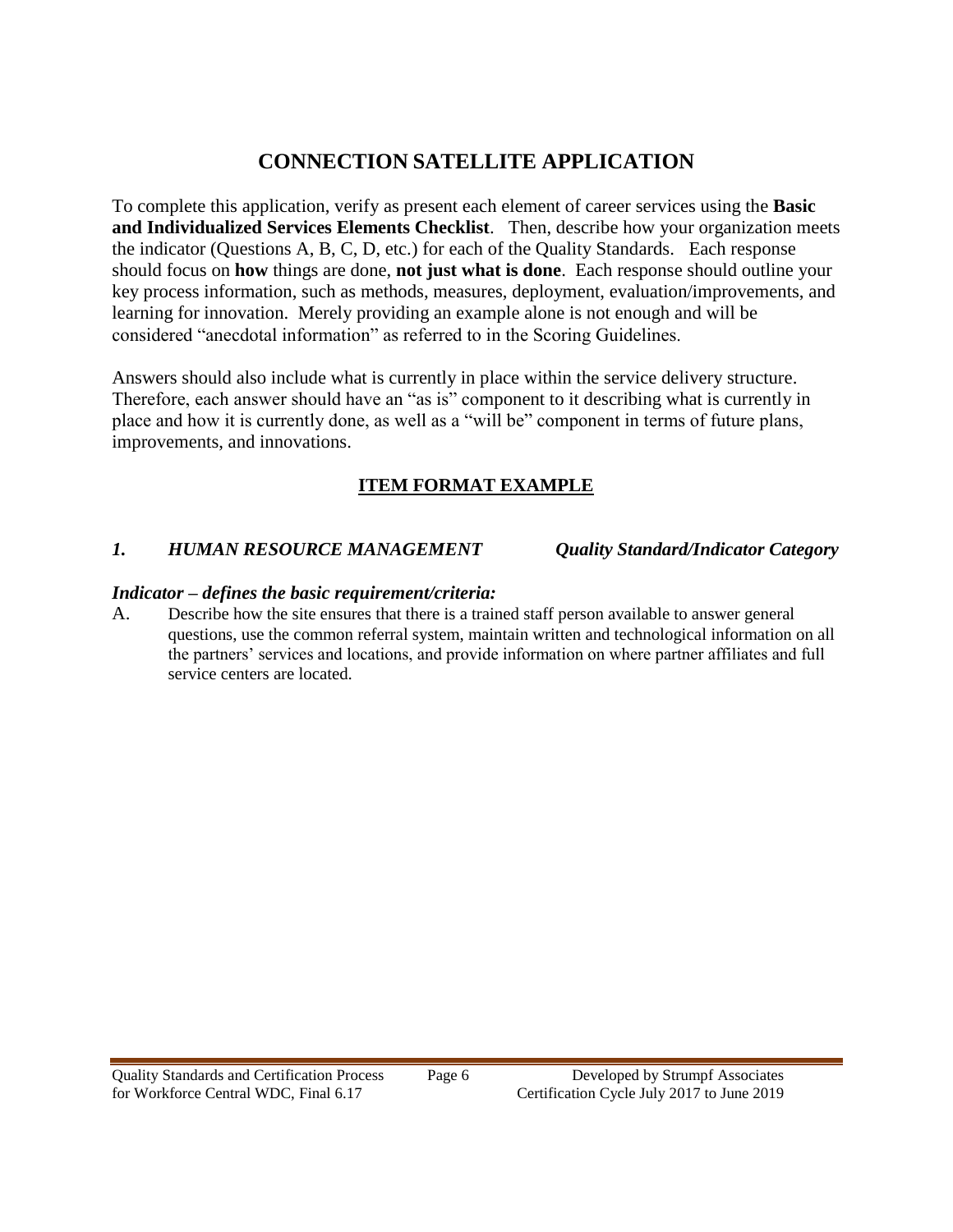# CONNECTION SATELLITE APPLICATION

To complete this application, verify as present each element of career services using the **Basic and Individualized Services Elements Checklist**. Then, describe how your organization meets the indicator (Questions A, B, C, D, etc.) for each of the Quality Standards. Each response should focus on **how** things are done, **not just what is done**. Each response should outline your key process information, such as methods, measures, deployment, evaluation/improvements, and learning for innovation. Merely providing an example alone is not enough and will be considered "anecdotal information" as referred to in the Scoring Guidelines.

Answers should also include what is currently in place within the service delivery structure. Therefore, each answer should have an "as is" component to it describing what is currently in place and how it is currently done, as well as a "will be" component in terms of future plans, improvements, and innovations.

## ITEM FORMAT EXAMPLE

***1. HUMAN RESOURCE MANAGEMENT*** ***Quality Standard/Indicator Category***

***Indicator – defines the basic requirement/criteria:***

A. Describe how the site ensures that there is a trained staff person available to answer general questions, use the common referral system, maintain written and technological information on all the partners' services and locations, and provide information on where partner affiliates and full service centers are located.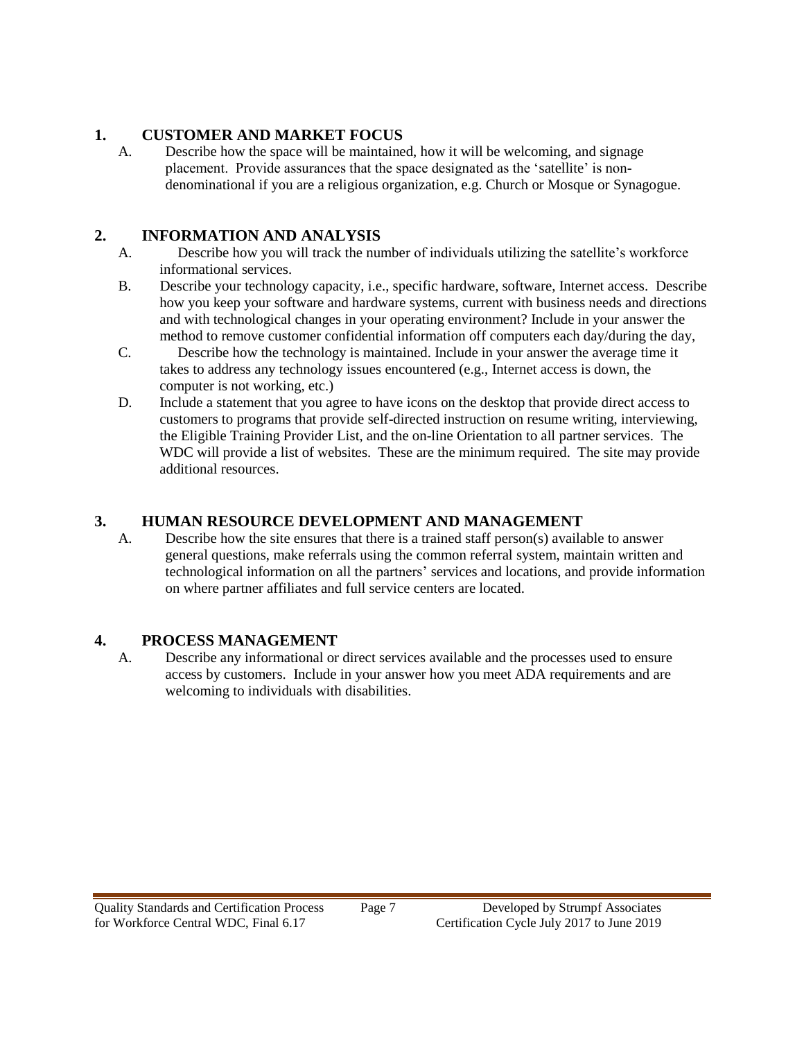## 1. CUSTOMER AND MARKET FOCUS

A. Describe how the space will be maintained, how it will be welcoming, and signage placement. Provide assurances that the space designated as the 'satellite' is non-denominational if you are a religious organization, e.g. Church or Mosque or Synagogue.

## 2. INFORMATION AND ANALYSIS

A. Describe how you will track the number of individuals utilizing the satellite's workforce informational services.

B. Describe your technology capacity, i.e., specific hardware, software, Internet access. Describe how you keep your software and hardware systems, current with business needs and directions and with technological changes in your operating environment? Include in your answer the method to remove customer confidential information off computers each day/during the day,

C. Describe how the technology is maintained. Include in your answer the average time it takes to address any technology issues encountered (e.g., Internet access is down, the computer is not working, etc.)

D. Include a statement that you agree to have icons on the desktop that provide direct access to customers to programs that provide self-directed instruction on resume writing, interviewing, the Eligible Training Provider List, and the on-line Orientation to all partner services. The WDC will provide a list of websites. These are the minimum required. The site may provide additional resources.

## 3. HUMAN RESOURCE DEVELOPMENT AND MANAGEMENT

A. Describe how the site ensures that there is a trained staff person(s) available to answer general questions, make referrals using the common referral system, maintain written and technological information on all the partners' services and locations, and provide information on where partner affiliates and full service centers are located.

## 4. PROCESS MANAGEMENT

A. Describe any informational or direct services available and the processes used to ensure access by customers. Include in your answer how you meet ADA requirements and are welcoming to individuals with disabilities.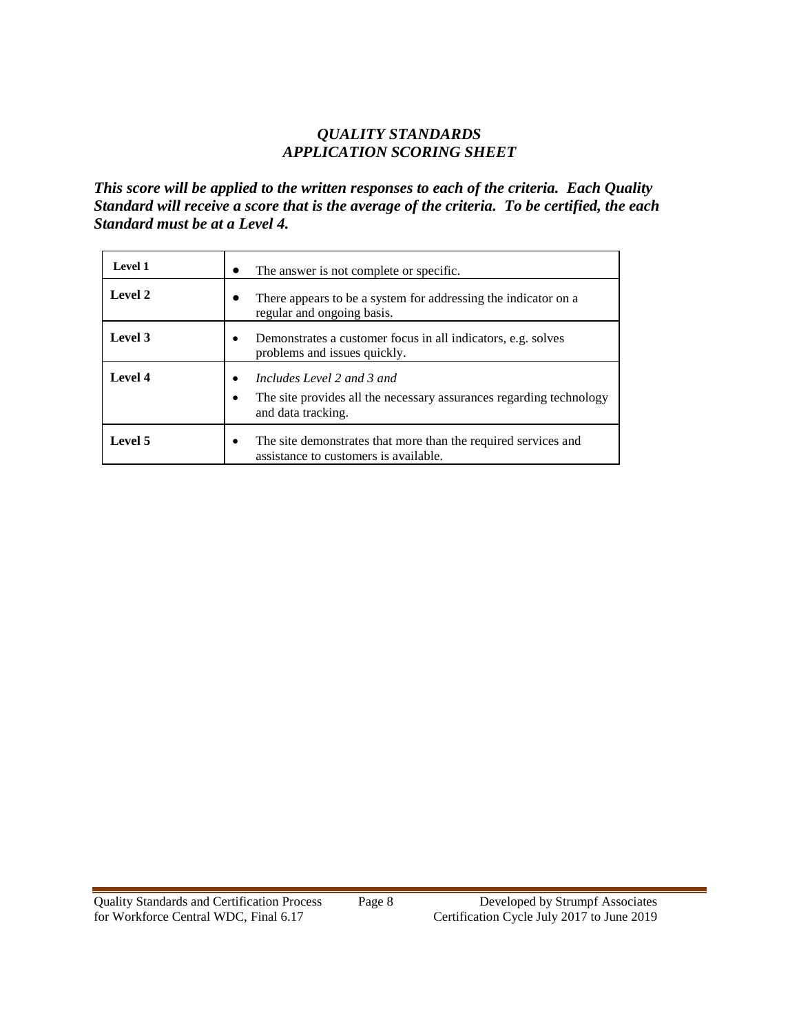## *QUALITY STANDARDS*
## *APPLICATION SCORING SHEET*

***This score will be applied to the written responses to each of the criteria. Each Quality Standard will receive a score that is the average of the criteria. To be certified, the each Standard must be at a Level 4.***

| | |
|---|---|
| **Level 1** | • The answer is not complete or specific. |
| **Level 2** | • There appears to be a system for addressing the indicator on a regular and ongoing basis. |
| **Level 3** | • Demonstrates a customer focus in all indicators, e.g. solves problems and issues quickly. |
| **Level 4** | • *Includes Level 2 and 3 and*<br>• The site provides all the necessary assurances regarding technology and data tracking. |
| **Level 5** | • The site demonstrates that more than the required services and assistance to customers is available. |